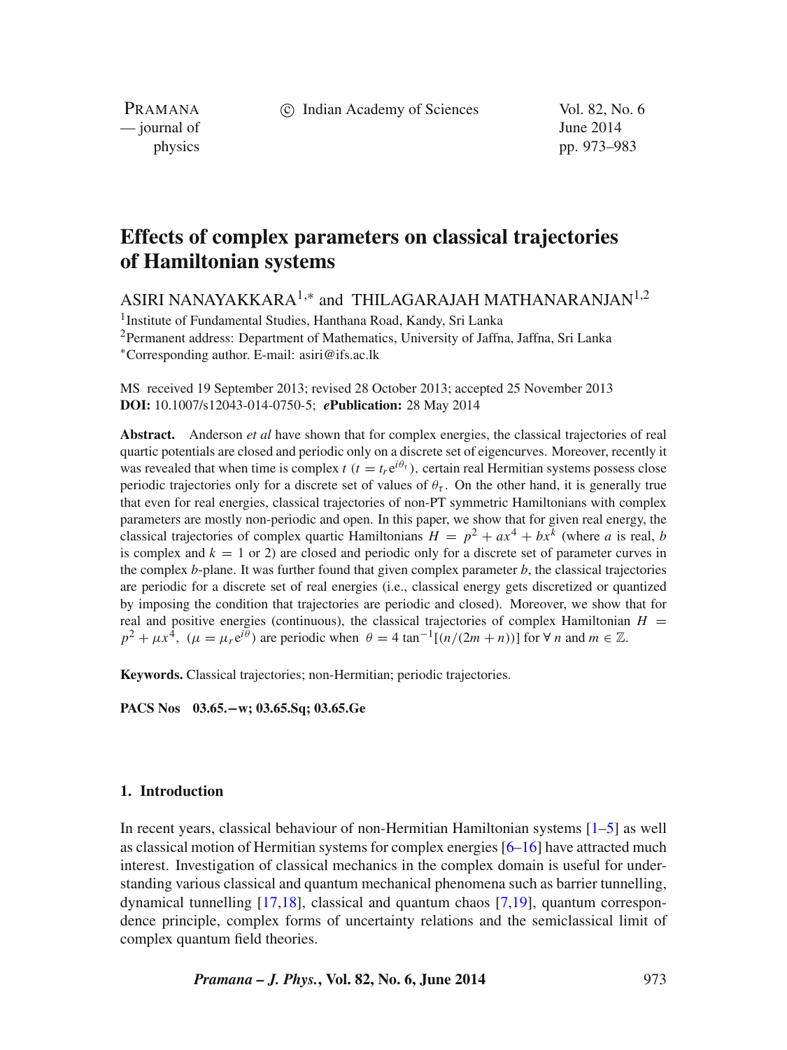# Effects of complex parameters on classical trajectories of Hamiltonian systems

ASIRI NANAYAKKARA[1,*] and THILAGARAJAH MATHANARANJAN[1,2]

[1]Institute of Fundamental Studies, Hanthana Road, Kandy, Sri Lanka
[2]Permanent address: Department of Mathematics, University of Jaffna, Jaffna, Sri Lanka
[*]Corresponding author. E-mail: asiri@ifs.ac.lk

MS received 19 September 2013; revised 28 October 2013; accepted 25 November 2013
**DOI:** 10.1007/s12043-014-0750-5; ***e*Publication:** 28 May 2014

**Abstract.** Anderson *et al* have shown that for complex energies, the classical trajectories of real quartic potentials are closed and periodic only on a discrete set of eigencurves. Moreover, recently it was revealed that when time is complex $t$ ($t = t_r e^{i\theta_\tau}$), certain real Hermitian systems possess close periodic trajectories only for a discrete set of values of $\theta_\tau$. On the other hand, it is generally true that even for real energies, classical trajectories of non-PT symmetric Hamiltonians with complex parameters are mostly non-periodic and open. In this paper, we show that for given real energy, the classical trajectories of complex quartic Hamiltonians $H = p^2 + ax^4 + bx^k$ (where $a$ is real, $b$ is complex and $k = 1$ or 2) are closed and periodic only for a discrete set of parameter curves in the complex $b$-plane. It was further found that given complex parameter $b$, the classical trajectories are periodic for a discrete set of real energies (i.e., classical energy gets discretized or quantized by imposing the condition that trajectories are periodic and closed). Moreover, we show that for real and positive energies (continuous), the classical trajectories of complex Hamiltonian $H = p^2 + \mu x^4$, ($\mu = \mu_r e^{i\theta}$) are periodic when $\theta = 4\tan^{-1}[(n/(2m + n))]$ for $\forall\, n$ and $m \in \mathbb{Z}$.

**Keywords.** Classical trajectories; non-Hermitian; periodic trajectories.

**PACS Nos** **03.65.−w; 03.65.Sq; 03.65.Ge**

## 1. Introduction

In recent years, classical behaviour of non-Hermitian Hamiltonian systems [1–5] as well as classical motion of Hermitian systems for complex energies [6–16] have attracted much interest. Investigation of classical mechanics in the complex domain is useful for understanding various classical and quantum mechanical phenomena such as barrier tunnelling, dynamical tunnelling [17,18], classical and quantum chaos [7,19], quantum correspondence principle, complex forms of uncertainty relations and the semiclassical limit of complex quantum field theories.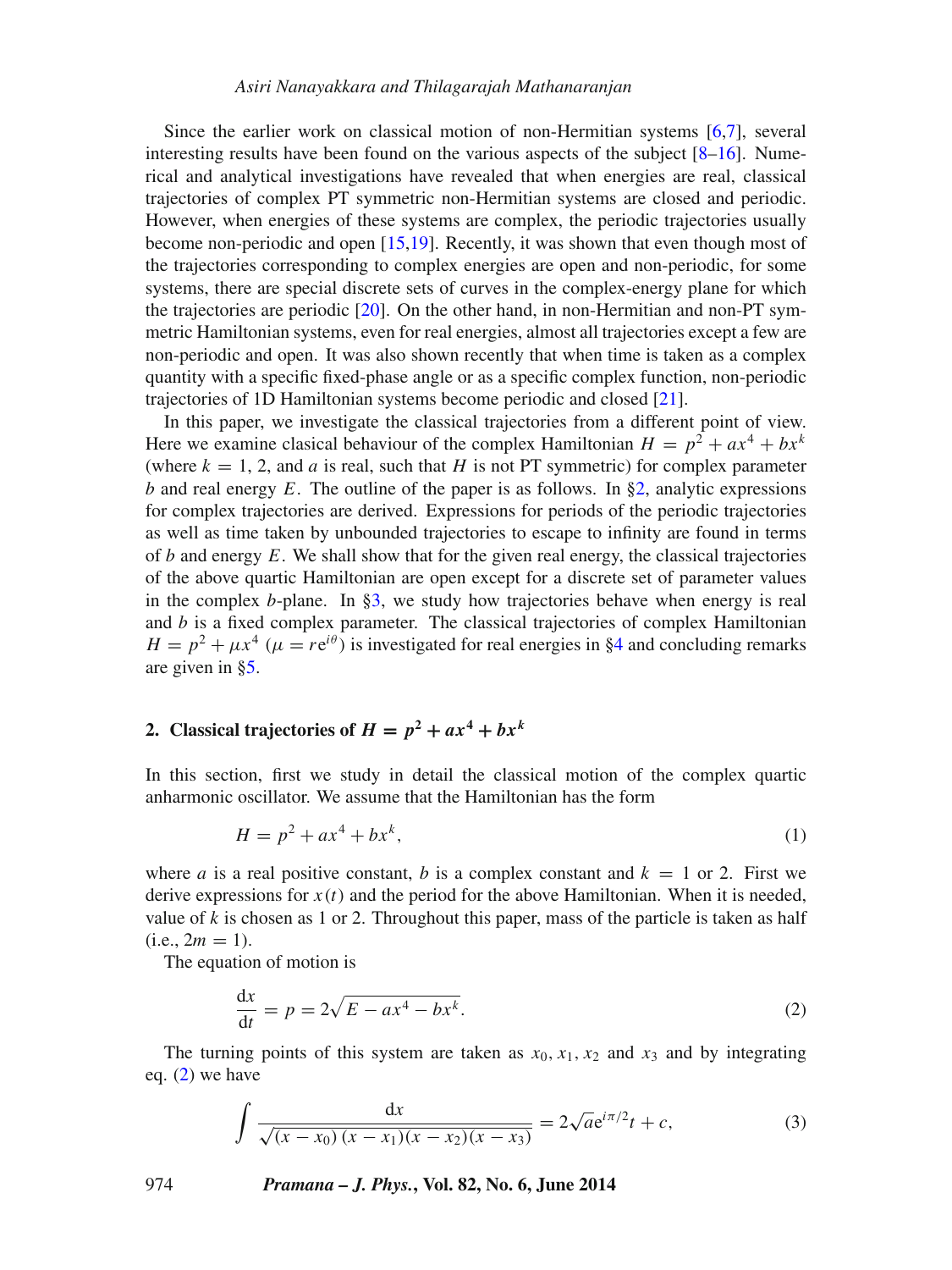Since the earlier work on classical motion of non-Hermitian systems [6,7], several interesting results have been found on the various aspects of the subject [8–16]. Numerical and analytical investigations have revealed that when energies are real, classical trajectories of complex PT symmetric non-Hermitian systems are closed and periodic. However, when energies of these systems are complex, the periodic trajectories usually become non-periodic and open [15,19]. Recently, it was shown that even though most of the trajectories corresponding to complex energies are open and non-periodic, for some systems, there are special discrete sets of curves in the complex-energy plane for which the trajectories are periodic [20]. On the other hand, in non-Hermitian and non-PT symmetric Hamiltonian systems, even for real energies, almost all trajectories except a few are non-periodic and open. It was also shown recently that when time is taken as a complex quantity with a specific fixed-phase angle or as a specific complex function, non-periodic trajectories of 1D Hamiltonian systems become periodic and closed [21].

In this paper, we investigate the classical trajectories from a different point of view. Here we examine clasical behaviour of the complex Hamiltonian $H = p^2 + ax^4 + bx^k$ (where $k = 1$, 2, and $a$ is real, such that $H$ is not PT symmetric) for complex parameter $b$ and real energy $E$. The outline of the paper is as follows. In §2, analytic expressions for complex trajectories are derived. Expressions for periods of the periodic trajectories as well as time taken by unbounded trajectories to escape to infinity are found in terms of $b$ and energy $E$. We shall show that for the given real energy, the classical trajectories of the above quartic Hamiltonian are open except for a discrete set of parameter values in the complex $b$-plane. In §3, we study how trajectories behave when energy is real and $b$ is a fixed complex parameter. The classical trajectories of complex Hamiltonian $H = p^2 + \mu x^4$ ($\mu = re^{i\theta}$) is investigated for real energies in §4 and concluding remarks are given in §5.

## 2. Classical trajectories of $H = p^2 + ax^4 + bx^k$

In this section, first we study in detail the classical motion of the complex quartic anharmonic oscillator. We assume that the Hamiltonian has the form

$$H = p^2 + ax^4 + bx^k, \tag{1}$$

where $a$ is a real positive constant, $b$ is a complex constant and $k = 1$ or 2. First we derive expressions for $x(t)$ and the period for the above Hamiltonian. When it is needed, value of $k$ is chosen as 1 or 2. Throughout this paper, mass of the particle is taken as half (i.e., $2m = 1$).

The equation of motion is

$$\frac{\mathrm{d}x}{\mathrm{d}t} = p = 2\sqrt{E - ax^4 - bx^k}. \tag{2}$$

The turning points of this system are taken as $x_0, x_1, x_2$ and $x_3$ and by integrating eq. (2) we have

$$\int \frac{\mathrm{d}x}{\sqrt{(x - x_0)(x - x_1)(x - x_2)(x - x_3)}} = 2\sqrt{a}\mathrm{e}^{i\pi/2}t + c, \tag{3}$$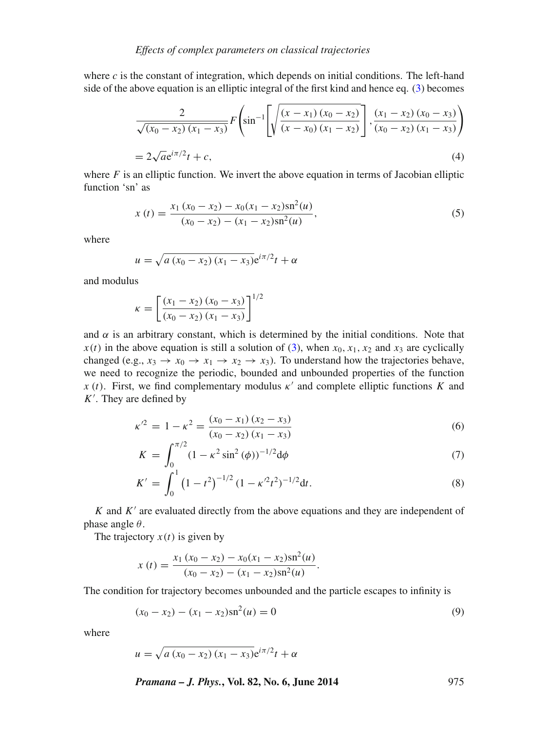where $c$ is the constant of integration, which depends on initial conditions. The left-hand side of the above equation is an elliptic integral of the first kind and hence eq. (3) becomes

$$\frac{2}{\sqrt{(x_0 - x_2)(x_1 - x_3)}} F\left(\sin^{-1}\left[\sqrt{\frac{(x - x_1)(x_0 - x_2)}{(x - x_0)(x_1 - x_2)}}\right], \frac{(x_1 - x_2)(x_0 - x_3)}{(x_0 - x_2)(x_1 - x_3)}\right)$$

$$= 2\sqrt{a}\mathrm{e}^{i\pi/2}t + c, \tag{4}$$

where $F$ is an elliptic function. We invert the above equation in terms of Jacobian elliptic function 'sn' as

$$x(t) = \frac{x_1(x_0 - x_2) - x_0(x_1 - x_2)\mathrm{sn}^2(u)}{(x_0 - x_2) - (x_1 - x_2)\mathrm{sn}^2(u)}, \tag{5}$$

where

$$u = \sqrt{a(x_0 - x_2)(x_1 - x_3)}\mathrm{e}^{i\pi/2}t + \alpha$$

and modulus

$$\kappa = \left[\frac{(x_1 - x_2)(x_0 - x_3)}{(x_0 - x_2)(x_1 - x_3)}\right]^{1/2}$$

and $\alpha$ is an arbitrary constant, which is determined by the initial conditions. Note that $x(t)$ in the above equation is still a solution of (3), when $x_0$, $x_1$, $x_2$ and $x_3$ are cyclically changed (e.g., $x_3 \to x_0 \to x_1 \to x_2 \to x_3$). To understand how the trajectories behave, we need to recognize the periodic, bounded and unbounded properties of the function $x(t)$. First, we find complementary modulus $\kappa'$ and complete elliptic functions $K$ and $K'$. They are defined by

$$\kappa'^2 = 1 - \kappa^2 = \frac{(x_0 - x_1)(x_2 - x_3)}{(x_0 - x_2)(x_1 - x_3)} \tag{6}$$

$$K = \int_0^{\pi/2} (1 - \kappa^2 \sin^2(\phi))^{-1/2} \mathrm{d}\phi \tag{7}$$

$$K' = \int_0^1 \left(1 - t^2\right)^{-1/2} (1 - \kappa'^2 t^2)^{-1/2} \mathrm{d}t. \tag{8}$$

$K$ and $K'$ are evaluated directly from the above equations and they are independent of phase angle $\theta$.

The trajectory $x(t)$ is given by

$$x(t) = \frac{x_1(x_0 - x_2) - x_0(x_1 - x_2)\mathrm{sn}^2(u)}{(x_0 - x_2) - (x_1 - x_2)\mathrm{sn}^2(u)}.$$

The condition for trajectory becomes unbounded and the particle escapes to infinity is

$$(x_0 - x_2) - (x_1 - x_2)\mathrm{sn}^2(u) = 0 \tag{9}$$

where

$$u = \sqrt{a(x_0 - x_2)(x_1 - x_3)}\mathrm{e}^{i\pi/2}t + \alpha$$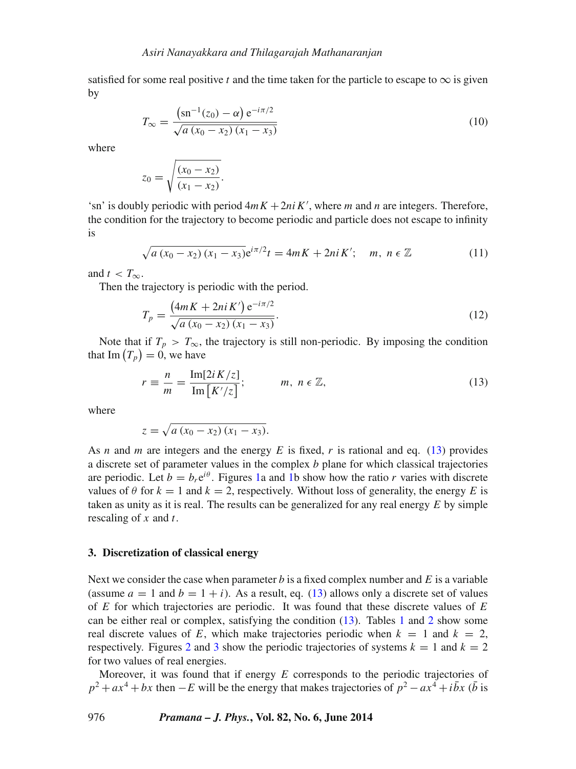satisfied for some real positive $t$ and the time taken for the particle to escape to $\infty$ is given by

$$T_\infty = \frac{\left(\mathrm{sn}^{-1}(z_0) - \alpha\right) \mathrm{e}^{-i\pi/2}}{\sqrt{a\,(x_0 - x_2)\,(x_1 - x_3)}} \tag{10}$$

where

$$z_0 = \sqrt{\frac{(x_0 - x_2)}{(x_1 - x_2)}}.$$

'sn' is doubly periodic with period $4mK + 2niK'$, where $m$ and $n$ are integers. Therefore, the condition for the trajectory to become periodic and particle does not escape to infinity is

$$\sqrt{a\,(x_0 - x_2)\,(x_1 - x_3)}\mathrm{e}^{i\pi/2}t = 4mK + 2niK'; \quad m,\ n \in \mathbb{Z} \tag{11}$$

and $t < T_\infty$.

Then the trajectory is periodic with the period.

$$T_p = \frac{\left(4mK + 2niK'\right) \mathrm{e}^{-i\pi/2}}{\sqrt{a\,(x_0 - x_2)\,(x_1 - x_3)}}. \tag{12}$$

Note that if $T_p > T_\infty$, the trajectory is still non-periodic. By imposing the condition that $\mathrm{Im}\left(T_p\right) = 0$, we have

$$r \equiv \frac{n}{m} = \frac{\mathrm{Im}[2iK/z]}{\mathrm{Im}\left[K'/z\right]}; \qquad m,\ n \in \mathbb{Z}, \tag{13}$$

where

$$z = \sqrt{a\,(x_0 - x_2)\,(x_1 - x_3)}.$$

As $n$ and $m$ are integers and the energy $E$ is fixed, $r$ is rational and eq. (13) provides a discrete set of parameter values in the complex $b$ plane for which classical trajectories are periodic. Let $b = b_r \mathrm{e}^{i\theta}$. Figures 1a and 1b show how the ratio $r$ varies with discrete values of $\theta$ for $k = 1$ and $k = 2$, respectively. Without loss of generality, the energy $E$ is taken as unity as it is real. The results can be generalized for any real energy $E$ by simple rescaling of $x$ and $t$.

## 3. Discretization of classical energy

Next we consider the case when parameter $b$ is a fixed complex number and $E$ is a variable (assume $a = 1$ and $b = 1 + i$). As a result, eq. (13) allows only a discrete set of values of $E$ for which trajectories are periodic. It was found that these discrete values of $E$ can be either real or complex, satisfying the condition (13). Tables 1 and 2 show some real discrete values of $E$, which make trajectories periodic when $k = 1$ and $k = 2$, respectively. Figures 2 and 3 show the periodic trajectories of systems $k = 1$ and $k = 2$ for two values of real energies.

Moreover, it was found that if energy $E$ corresponds to the periodic trajectories of $p^2 + ax^4 + bx$ then $-E$ will be the energy that makes trajectories of $p^2 - ax^4 + i\bar{b}x$ ($\bar{b}$ is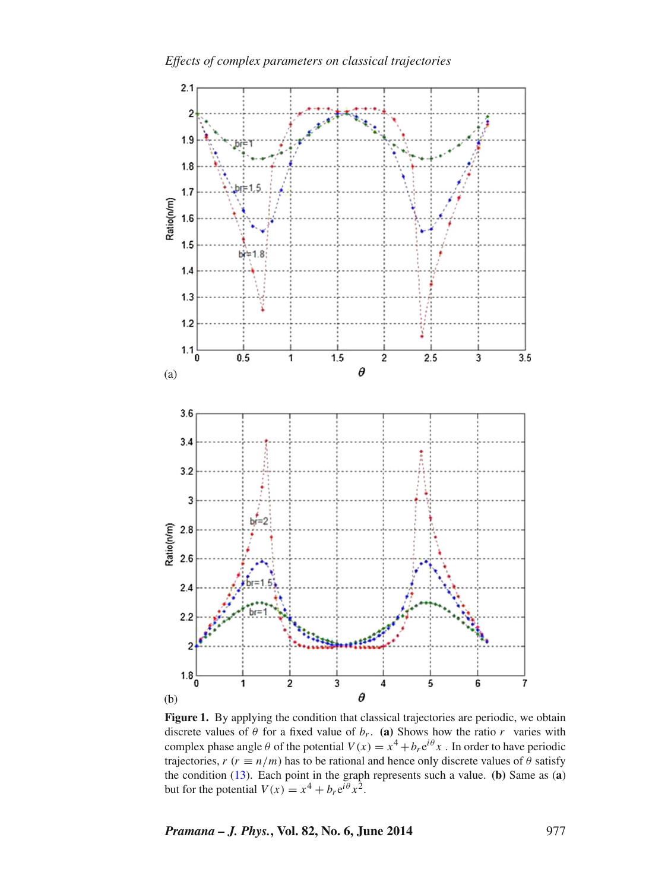**Figure 1.** By applying the condition that classical trajectories are periodic, we obtain discrete values of $\theta$ for a fixed value of $b_r$. **(a)** Shows how the ratio $r$ varies with complex phase angle $\theta$ of the potential $V(x) = x^4 + b_r e^{i\theta} x$ . In order to have periodic trajectories, $r$ ($r \equiv n/m$) has to be rational and hence only discrete values of $\theta$ satisfy the condition (13). Each point in the graph represents such a value. **(b)** Same as (**a**) but for the potential $V(x) = x^4 + b_r e^{i\theta} x^2$.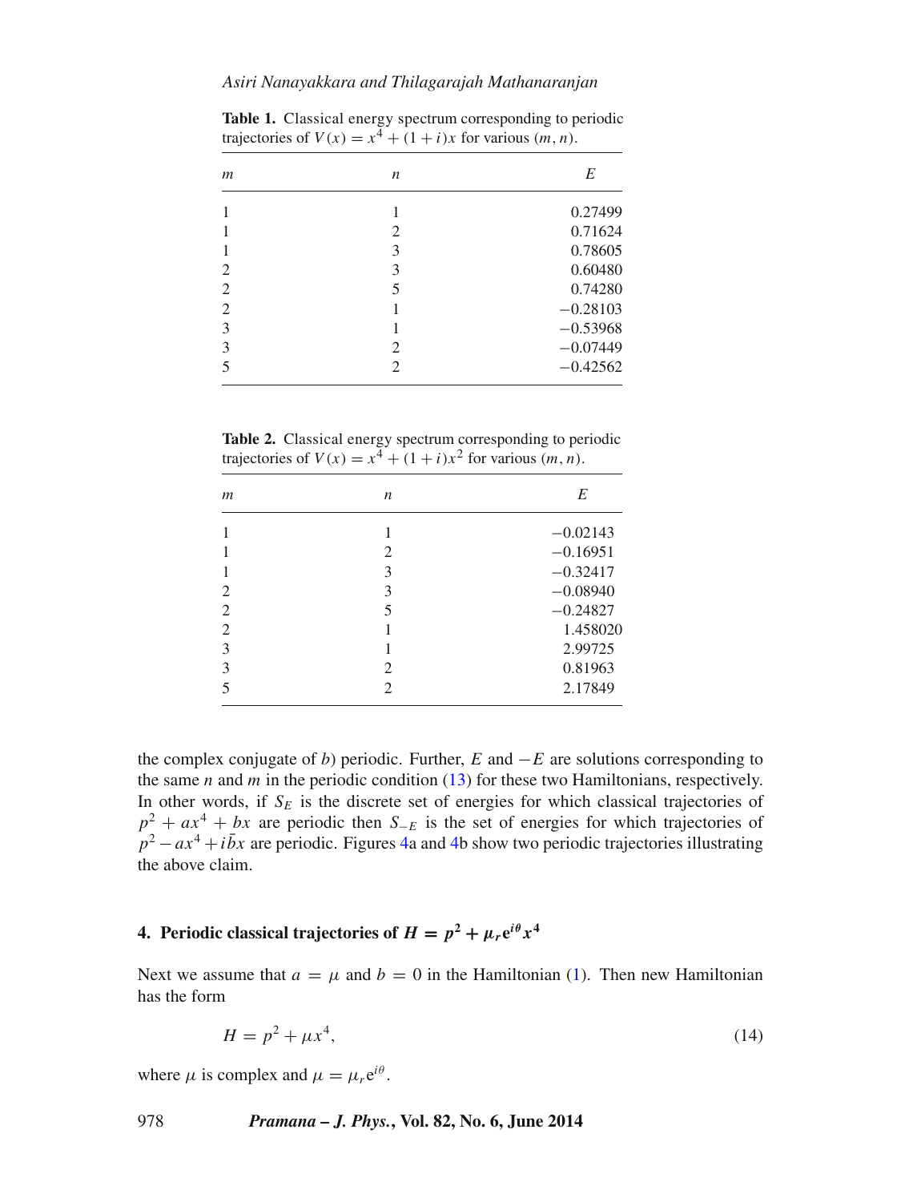**Table 1.** Classical energy spectrum corresponding to periodic trajectories of $V(x) = x^4 + (1+i)x$ for various $(m, n)$.

| $m$ | $n$ | $E$ |
|---|---|---|
| 1 | 1 | 0.27499 |
| 1 | 2 | 0.71624 |
| 1 | 3 | 0.78605 |
| 2 | 3 | 0.60480 |
| 2 | 5 | 0.74280 |
| 2 | 1 | −0.28103 |
| 3 | 1 | −0.53968 |
| 3 | 2 | −0.07449 |
| 5 | 2 | −0.42562 |

**Table 2.** Classical energy spectrum corresponding to periodic trajectories of $V(x) = x^4 + (1+i)x^2$ for various $(m, n)$.

| $m$ | $n$ | $E$ |
|---|---|---|
| 1 | 1 | −0.02143 |
| 1 | 2 | −0.16951 |
| 1 | 3 | −0.32417 |
| 2 | 3 | −0.08940 |
| 2 | 5 | −0.24827 |
| 2 | 1 | 1.458020 |
| 3 | 1 | 2.99725 |
| 3 | 2 | 0.81963 |
| 5 | 2 | 2.17849 |

the complex conjugate of $b$) periodic. Further, $E$ and $-E$ are solutions corresponding to the same $n$ and $m$ in the periodic condition (13) for these two Hamiltonians, respectively. In other words, if $S_E$ is the discrete set of energies for which classical trajectories of $p^2 + ax^4 + bx$ are periodic then $S_{-E}$ is the set of energies for which trajectories of $p^2 - ax^4 + i\bar{b}x$ are periodic. Figures 4a and 4b show two periodic trajectories illustrating the above claim.

## 4. Periodic classical trajectories of $H = p^2 + \mu_r e^{i\theta} x^4$

Next we assume that $a = \mu$ and $b = 0$ in the Hamiltonian (1). Then new Hamiltonian has the form

$$H = p^2 + \mu x^4, \tag{14}$$

where $\mu$ is complex and $\mu = \mu_r e^{i\theta}$.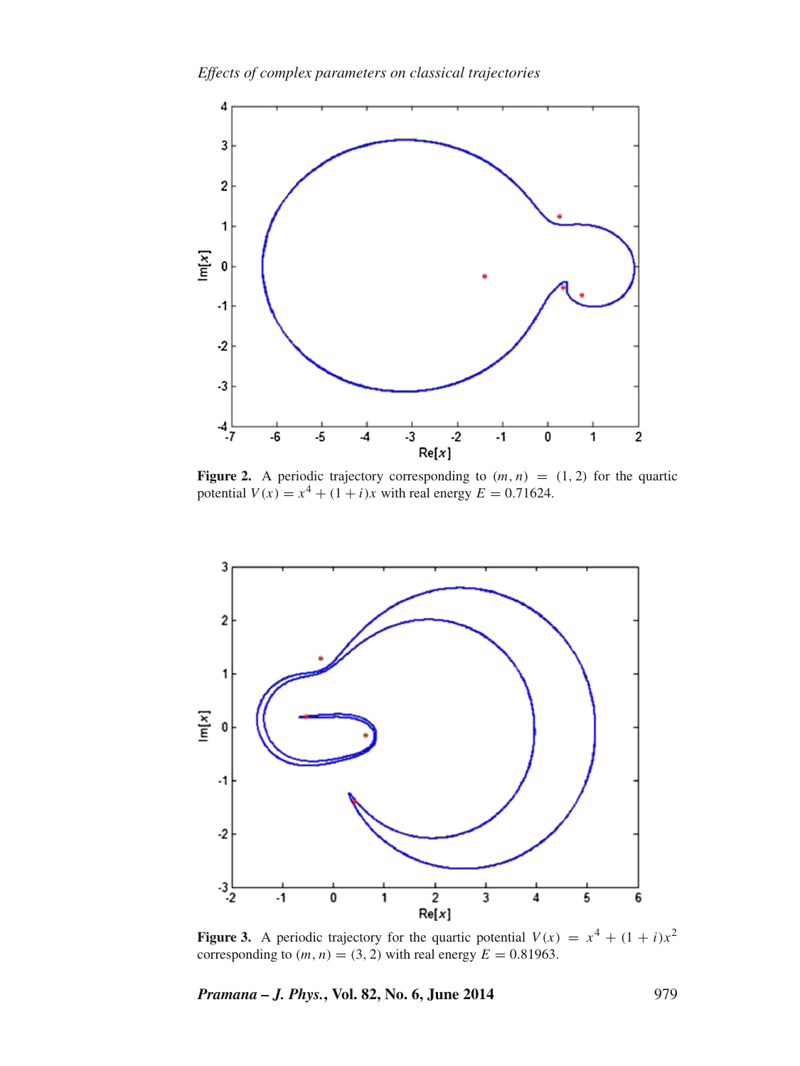**Figure 2.** A periodic trajectory corresponding to $(m, n) = (1, 2)$ for the quartic potential $V(x) = x^4 + (1 + i)x$ with real energy $E = 0.71624$.

**Figure 3.** A periodic trajectory for the quartic potential $V(x) = x^4 + (1 + i)x^2$ corresponding to $(m, n) = (3, 2)$ with real energy $E = 0.81963$.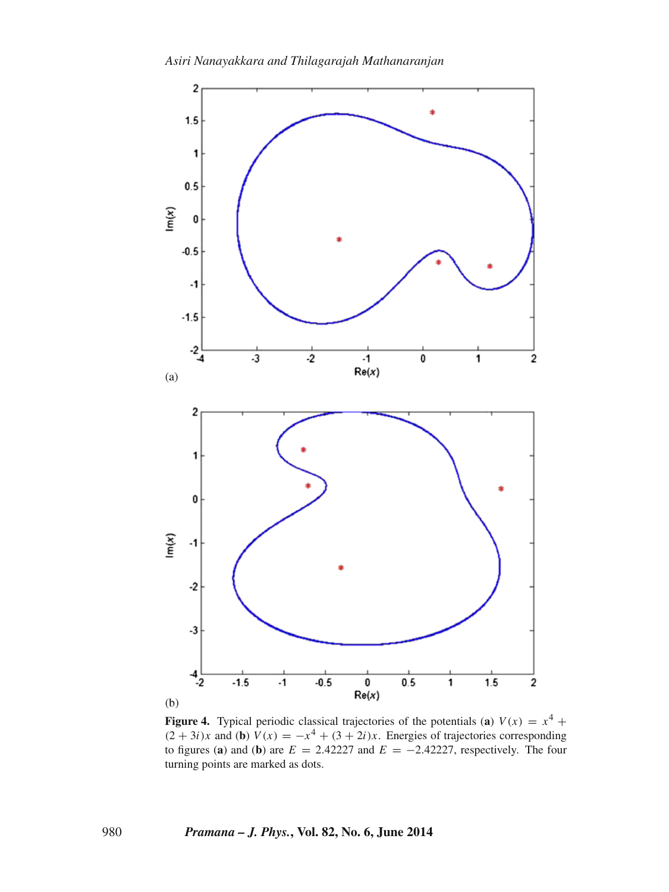(a)

(b)

**Figure 4.** Typical periodic classical trajectories of the potentials (**a**) $V(x) = x^4 + (2+3i)x$ and (**b**) $V(x) = -x^4 + (3+2i)x$. Energies of trajectories corresponding to figures (**a**) and (**b**) are $E = 2.42227$ and $E = -2.42227$, respectively. The four turning points are marked as dots.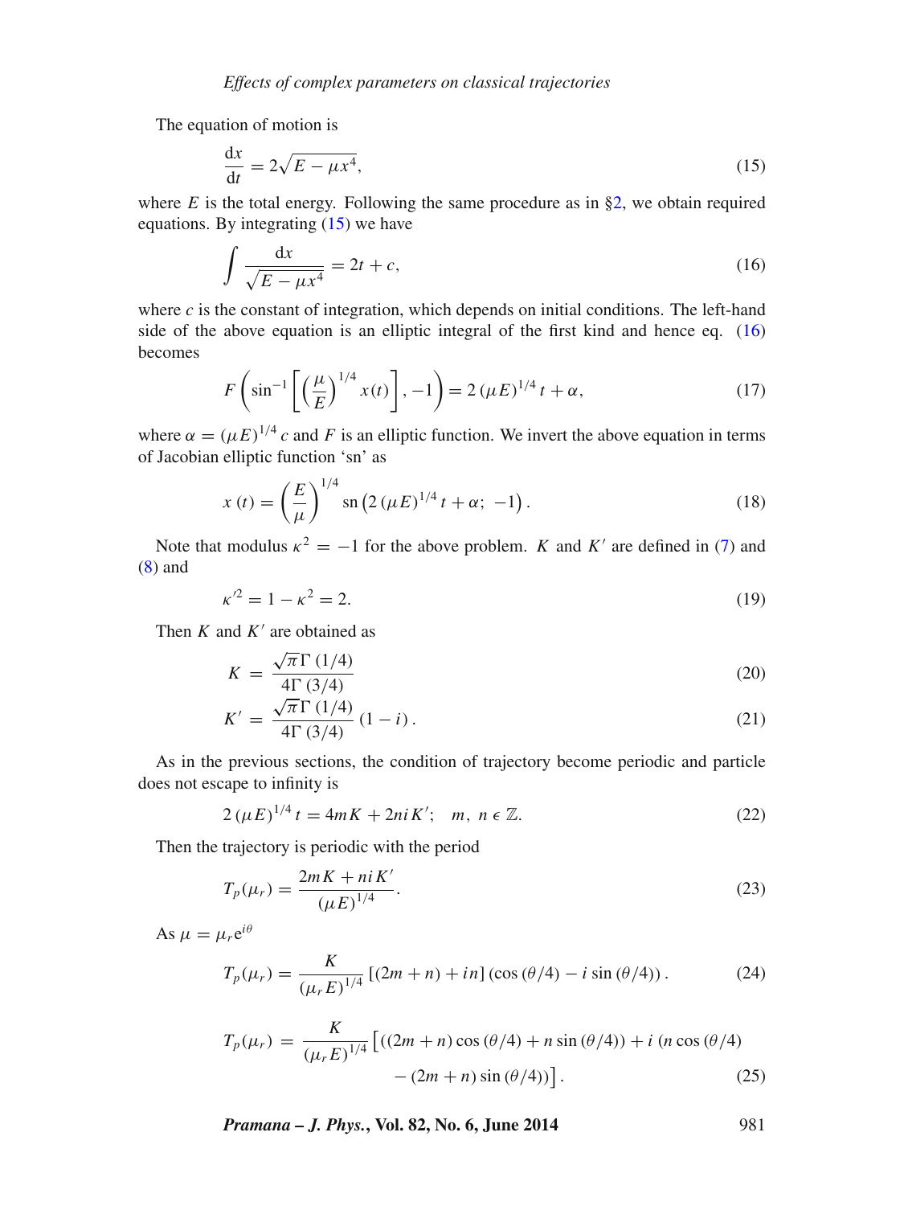The equation of motion is

$$\frac{\mathrm{d}x}{\mathrm{d}t} = 2\sqrt{E - \mu x^4}, \tag{15}$$

where $E$ is the total energy. Following the same procedure as in §2, we obtain required equations. By integrating (15) we have

$$\int \frac{\mathrm{d}x}{\sqrt{E - \mu x^4}} = 2t + c, \tag{16}$$

where $c$ is the constant of integration, which depends on initial conditions. The left-hand side of the above equation is an elliptic integral of the first kind and hence eq. (16) becomes

$$F\left(\sin^{-1}\left[\left(\frac{\mu}{E}\right)^{1/4} x(t)\right], -1\right) = 2\,(\mu E)^{1/4}\, t + \alpha, \tag{17}$$

where $\alpha = (\mu E)^{1/4}\, c$ and $F$ is an elliptic function. We invert the above equation in terms of Jacobian elliptic function 'sn' as

$$x\,(t) = \left(\frac{E}{\mu}\right)^{1/4} \mathrm{sn}\left(2\,(\mu E)^{1/4}\, t + \alpha;\ -1\right). \tag{18}$$

Note that modulus $\kappa^2 = -1$ for the above problem. $K$ and $K'$ are defined in (7) and (8) and

$$\kappa'^2 = 1 - \kappa^2 = 2. \tag{19}$$

Then $K$ and $K'$ are obtained as

$$K = \frac{\sqrt{\pi}\,\Gamma\,(1/4)}{4\Gamma\,(3/4)} \tag{20}$$

$$K' = \frac{\sqrt{\pi}\,\Gamma\,(1/4)}{4\Gamma\,(3/4)}\,(1 - i)\,. \tag{21}$$

As in the previous sections, the condition of trajectory become periodic and particle does not escape to infinity is

$$2\,(\mu E)^{1/4}\, t = 4mK + 2niK'; \quad m,\ n \in \mathbb{Z}. \tag{22}$$

Then the trajectory is periodic with the period

$$T_p(\mu_r) = \frac{2mK + niK'}{(\mu E)^{1/4}}. \tag{23}$$

As $\mu = \mu_r \mathrm{e}^{i\theta}$

$$T_p(\mu_r) = \frac{K}{(\mu_r E)^{1/4}}\left[(2m + n) + in\right]\left(\cos\,(\theta/4) - i\,\sin\,(\theta/4)\right). \tag{24}$$

$$T_p(\mu_r) = \frac{K}{(\mu_r E)^{1/4}}\Big[\left((2m + n)\cos\,(\theta/4) + n\,\sin\,(\theta/4)\right) + i\,\left(n\,\cos\,(\theta/4) - (2m + n)\,\sin\,(\theta/4)\right)\Big]. \tag{25}$$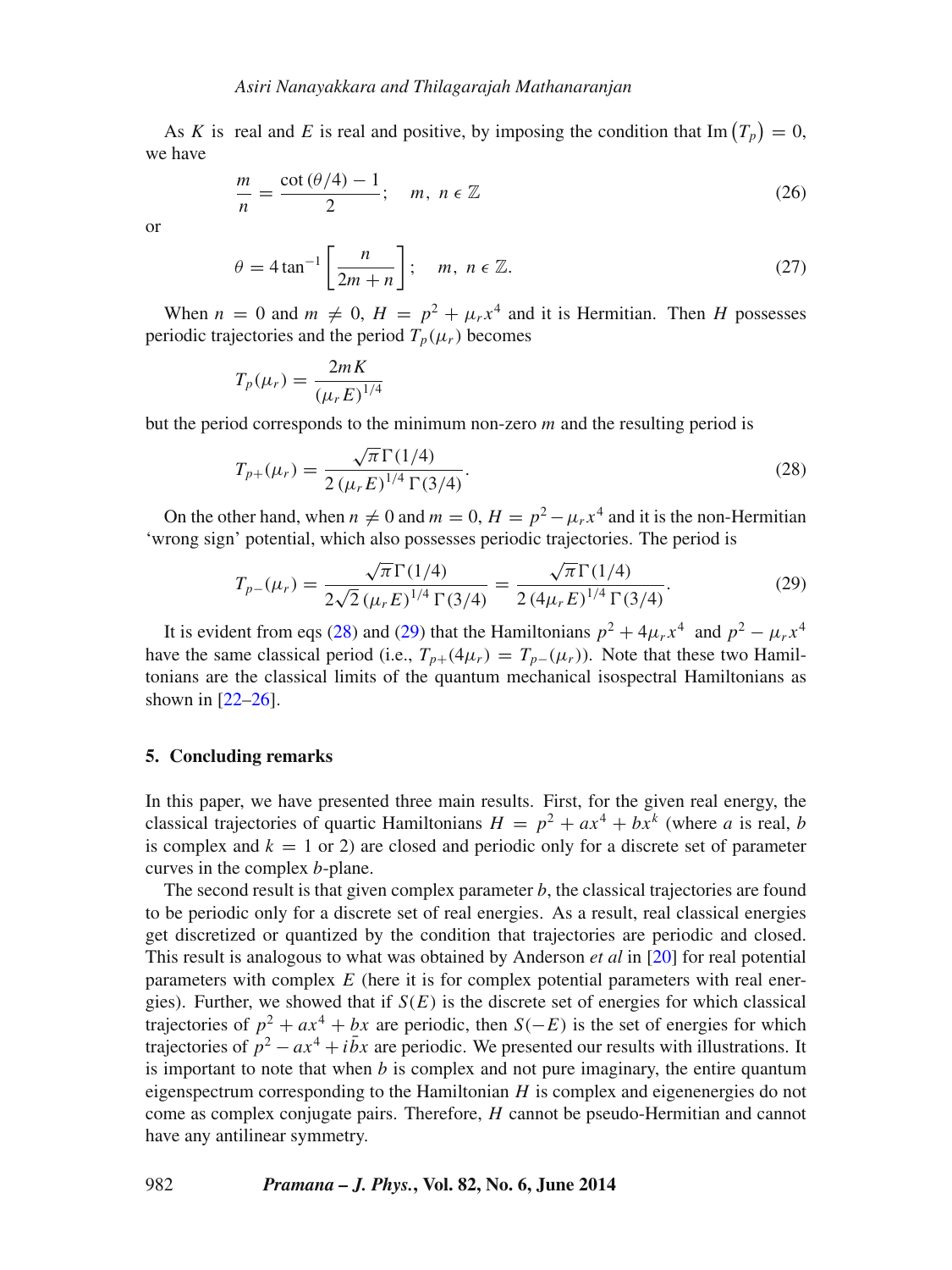As $K$ is real and $E$ is real and positive, by imposing the condition that $\mathrm{Im}\left(T_p\right) = 0$, we have

$$\frac{m}{n} = \frac{\cot(\theta/4) - 1}{2}; \quad m,\ n \in \mathbb{Z} \tag{26}$$

or

$$\theta = 4\tan^{-1}\left[\frac{n}{2m+n}\right]; \quad m,\ n \in \mathbb{Z}. \tag{27}$$

When $n = 0$ and $m \neq 0$, $H = p^2 + \mu_r x^4$ and it is Hermitian. Then $H$ possesses periodic trajectories and the period $T_p(\mu_r)$ becomes

$$T_p(\mu_r) = \frac{2mK}{(\mu_r E)^{1/4}}$$

but the period corresponds to the minimum non-zero $m$ and the resulting period is

$$T_{p+}(\mu_r) = \frac{\sqrt{\pi}\,\Gamma(1/4)}{2\,(\mu_r E)^{1/4}\,\Gamma(3/4)}. \tag{28}$$

On the other hand, when $n \neq 0$ and $m = 0$, $H = p^2 - \mu_r x^4$ and it is the non-Hermitian 'wrong sign' potential, which also possesses periodic trajectories. The period is

$$T_{p-}(\mu_r) = \frac{\sqrt{\pi}\,\Gamma(1/4)}{2\sqrt{2}\,(\mu_r E)^{1/4}\,\Gamma(3/4)} = \frac{\sqrt{\pi}\,\Gamma(1/4)}{2\,(4\mu_r E)^{1/4}\,\Gamma(3/4)}. \tag{29}$$

It is evident from eqs (28) and (29) that the Hamiltonians $p^2 + 4\mu_r x^4$ and $p^2 - \mu_r x^4$ have the same classical period (i.e., $T_{p+}(4\mu_r) = T_{p-}(\mu_r)$). Note that these two Hamiltonians are the classical limits of the quantum mechanical isospectral Hamiltonians as shown in [22–26].

## 5. Concluding remarks

In this paper, we have presented three main results. First, for the given real energy, the classical trajectories of quartic Hamiltonians $H = p^2 + ax^4 + bx^k$ (where $a$ is real, $b$ is complex and $k = 1$ or 2) are closed and periodic only for a discrete set of parameter curves in the complex $b$-plane.

The second result is that given complex parameter $b$, the classical trajectories are found to be periodic only for a discrete set of real energies. As a result, real classical energies get discretized or quantized by the condition that trajectories are periodic and closed. This result is analogous to what was obtained by Anderson *et al* in [20] for real potential parameters with complex $E$ (here it is for complex potential parameters with real energies). Further, we showed that if $S(E)$ is the discrete set of energies for which classical trajectories of $p^2 + ax^4 + bx$ are periodic, then $S(-E)$ is the set of energies for which trajectories of $p^2 - ax^4 + i\bar{b}x$ are periodic. We presented our results with illustrations. It is important to note that when $b$ is complex and not pure imaginary, the entire quantum eigenspectrum corresponding to the Hamiltonian $H$ is complex and eigenenergies do not come as complex conjugate pairs. Therefore, $H$ cannot be pseudo-Hermitian and cannot have any antilinear symmetry.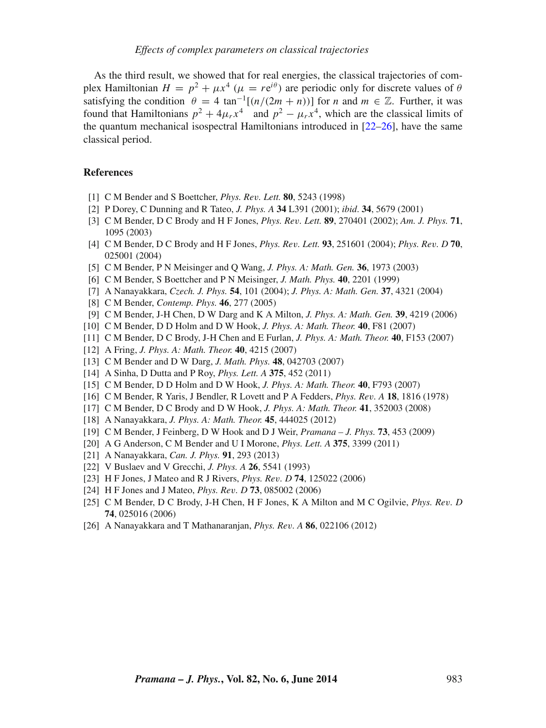As the third result, we showed that for real energies, the classical trajectories of complex Hamiltonian $H = p^2 + \mu x^4$ ($\mu = re^{i\theta}$) are periodic only for discrete values of $\theta$ satisfying the condition $\theta = 4\tan^{-1}[(n/(2m+n))]$ for $n$ and $m \in \mathbb{Z}$. Further, it was found that Hamiltonians $p^2 + 4\mu_r x^4$ and $p^2 - \mu_r x^4$, which are the classical limits of the quantum mechanical isospectral Hamiltonians introduced in [22–26], have the same classical period.

## References

[1] C M Bender and S Boettcher, *Phys. Rev. Lett.* **80**, 5243 (1998)

[2] P Dorey, C Dunning and R Tateo, *J. Phys. A* **34** L391 (2001); *ibid*. **34**, 5679 (2001)

[3] C M Bender, D C Brody and H F Jones, *Phys. Rev. Lett.* **89**, 270401 (2002); *Am. J. Phys.* **71**, 1095 (2003)

[4] C M Bender, D C Brody and H F Jones, *Phys. Rev. Lett.* **93**, 251601 (2004); *Phys. Rev. D* **70**, 025001 (2004)

[5] C M Bender, P N Meisinger and Q Wang, *J. Phys. A: Math. Gen.* **36**, 1973 (2003)

[6] C M Bender, S Boettcher and P N Meisinger, *J. Math. Phys.* **40**, 2201 (1999)

[7] A Nanayakkara, *Czech. J. Phys.* **54**, 101 (2004); *J. Phys. A: Math. Gen.* **37**, 4321 (2004)

[8] C M Bender, *Contemp. Phys.* **46**, 277 (2005)

[9] C M Bender, J-H Chen, D W Darg and K A Milton, *J. Phys. A: Math. Gen.* **39**, 4219 (2006)

[10] C M Bender, D D Holm and D W Hook, *J. Phys. A: Math. Theor.* **40**, F81 (2007)

[11] C M Bender, D C Brody, J-H Chen and E Furlan, *J. Phys. A: Math. Theor.* **40**, F153 (2007)

[12] A Fring, *J. Phys. A: Math. Theor.* **40**, 4215 (2007)

[13] C M Bender and D W Darg, *J. Math. Phys.* **48**, 042703 (2007)

[14] A Sinha, D Dutta and P Roy, *Phys. Lett. A* **375**, 452 (2011)

[15] C M Bender, D D Holm and D W Hook, *J. Phys. A: Math. Theor.* **40**, F793 (2007)

[16] C M Bender, R Yaris, J Bendler, R Lovett and P A Fedders, *Phys. Rev. A* **18**, 1816 (1978)

[17] C M Bender, D C Brody and D W Hook, *J. Phys. A: Math. Theor.* **41**, 352003 (2008)

[18] A Nanayakkara, *J. Phys. A: Math. Theor.* **45**, 444025 (2012)

[19] C M Bender, J Feinberg, D W Hook and D J Weir, *Pramana – J. Phys.* **73**, 453 (2009)

[20] A G Anderson, C M Bender and U I Morone, *Phys. Lett. A* **375**, 3399 (2011)

[21] A Nanayakkara, *Can. J. Phys.* **91**, 293 (2013)

[22] V Buslaev and V Grecchi, *J. Phys. A* **26**, 5541 (1993)

[23] H F Jones, J Mateo and R J Rivers, *Phys. Rev. D* **74**, 125022 (2006)

[24] H F Jones and J Mateo, *Phys. Rev. D* **73**, 085002 (2006)

[25] C M Bender, D C Brody, J-H Chen, H F Jones, K A Milton and M C Ogilvie, *Phys. Rev. D* **74**, 025016 (2006)

[26] A Nanayakkara and T Mathanaranjan, *Phys. Rev. A* **86**, 022106 (2012)